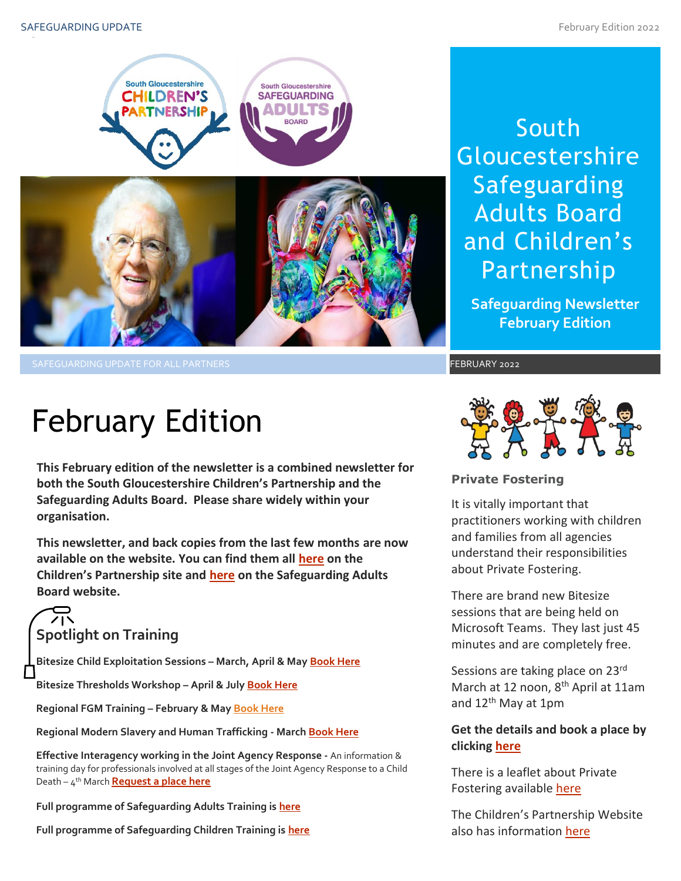# South Gloucestershire Safeguarding Adults Board and Children's Partnership

**Safeguarding Newsletter February Edition**

SAFEGUARDING UPDATE FOR ALL PARTNERS

FEBRUARY 2022

# February Edition

**This February edition of the newsletter is a combined newsletter for both the South Gloucestershire Children's Partnership and the Safeguarding Adults Board. Please share widely within your organisation.**

**This newsletter, and back copies from the last few months are now available on the website. You can find them all here on the Children's Partnership site and here on the Safeguarding Adults Board website.**

## Spotlight on Training

**Bitesize Child Exploitation Sessions – March, April & May Book Here**

**Bitesize Thresholds Workshop – April & July Book Here**

**Regional FGM Training – February & May Book Here**

**Regional Modern Slavery and Human Trafficking - March Book Here**

**Effective Interagency working in the Joint Agency Response -** An information & training day for professionals involved at all stages of the Joint Agency Response to a Child Death – 4th March **Request a place here**

**Full programme of Safeguarding Adults Training is here**

**Full programme of Safeguarding Children Training is here**

## Private Fostering

It is vitally important that practitioners working with children and families from all agencies understand their responsibilities about Private Fostering.

There are brand new Bitesize sessions that are being held on Microsoft Teams. They last just 45 minutes and are completely free.

Sessions are taking place on 23rd March at 12 noon, 8th April at 11am and 12th May at 1pm

**Get the details and book a place by clicking here**

There is a leaflet about Private Fostering available here

The Children's Partnership Website also has information here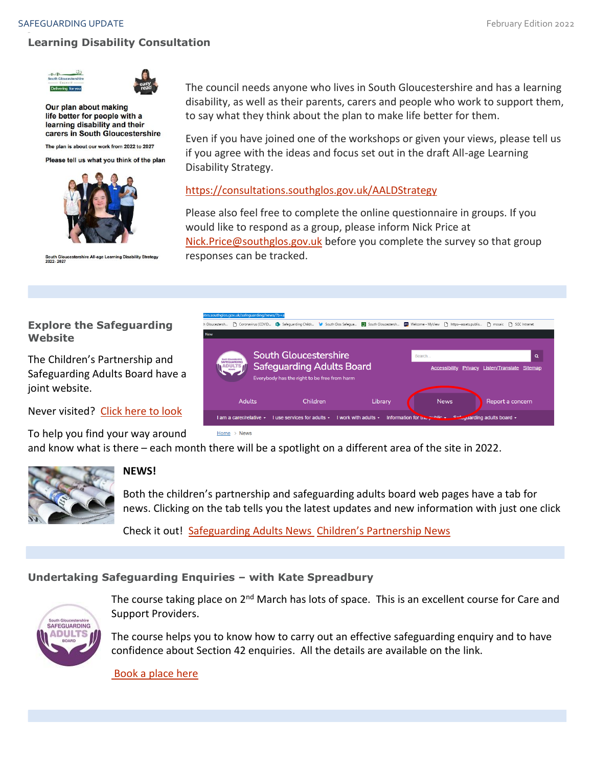## Learning Disability Consultation

The council needs anyone who lives in South Gloucestershire and has a learning disability, as well as their parents, carers and people who work to support them, to say what they think about the plan to make life better for them.

Even if you have joined one of the workshops or given your views, please tell us if you agree with the ideas and focus set out in the draft All-age Learning Disability Strategy.

https://consultations.southglos.gov.uk/AALDStrategy

Please also feel free to complete the online questionnaire in groups. If you would like to respond as a group, please inform Nick Price at Nick.Price@southglos.gov.uk before you complete the survey so that group responses can be tracked.

## Explore the Safeguarding Website

The Children's Partnership and Safeguarding Adults Board have a joint website.

Never visited? Click here to look

To help you find your way around and know what is there – each month there will be a spotlight on a different area of the site in 2022.

### NEWS!

Both the children's partnership and safeguarding adults board web pages have a tab for news. Clicking on the tab tells you the latest updates and new information with just one click

Check it out! Safeguarding Adults News Children's Partnership News

## Undertaking Safeguarding Enquiries – with Kate Spreadbury

The course taking place on 2nd March has lots of space. This is an excellent course for Care and Support Providers.

The course helps you to know how to carry out an effective safeguarding enquiry and to have confidence about Section 42 enquiries. All the details are available on the link.

Book a place here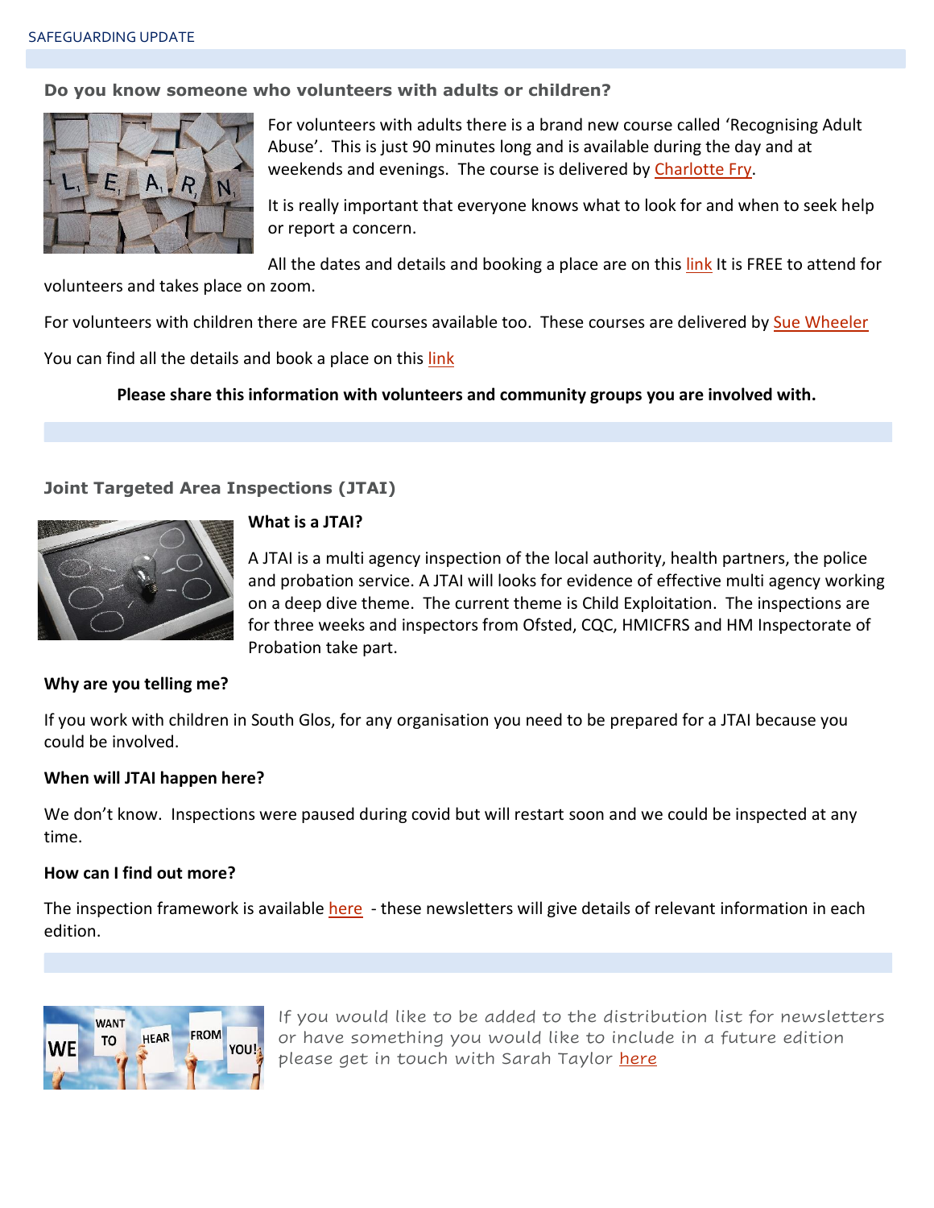## Do you know someone who volunteers with adults or children?

For volunteers with adults there is a brand new course called 'Recognising Adult Abuse'. This is just 90 minutes long and is available during the day and at weekends and evenings. The course is delivered by Charlotte Fry.

It is really important that everyone knows what to look for and when to seek help or report a concern.

All the dates and details and booking a place are on this link It is FREE to attend for volunteers and takes place on zoom.

For volunteers with children there are FREE courses available too. These courses are delivered by Sue Wheeler

You can find all the details and book a place on this link

**Please share this information with volunteers and community groups you are involved with.**

## Joint Targeted Area Inspections (JTAI)

**What is a JTAI?**

A JTAI is a multi agency inspection of the local authority, health partners, the police and probation service. A JTAI will looks for evidence of effective multi agency working on a deep dive theme. The current theme is Child Exploitation. The inspections are for three weeks and inspectors from Ofsted, CQC, HMICFRS and HM Inspectorate of Probation take part.

**Why are you telling me?**

If you work with children in South Glos, for any organisation you need to be prepared for a JTAI because you could be involved.

**When will JTAI happen here?**

We don't know. Inspections were paused during covid but will restart soon and we could be inspected at any time.

**How can I find out more?**

The inspection framework is available here - these newsletters will give details of relevant information in each edition.

*If you would like to be added to the distribution list for newsletters or have something you would like to include in a future edition please get in touch with Sarah Taylor here*